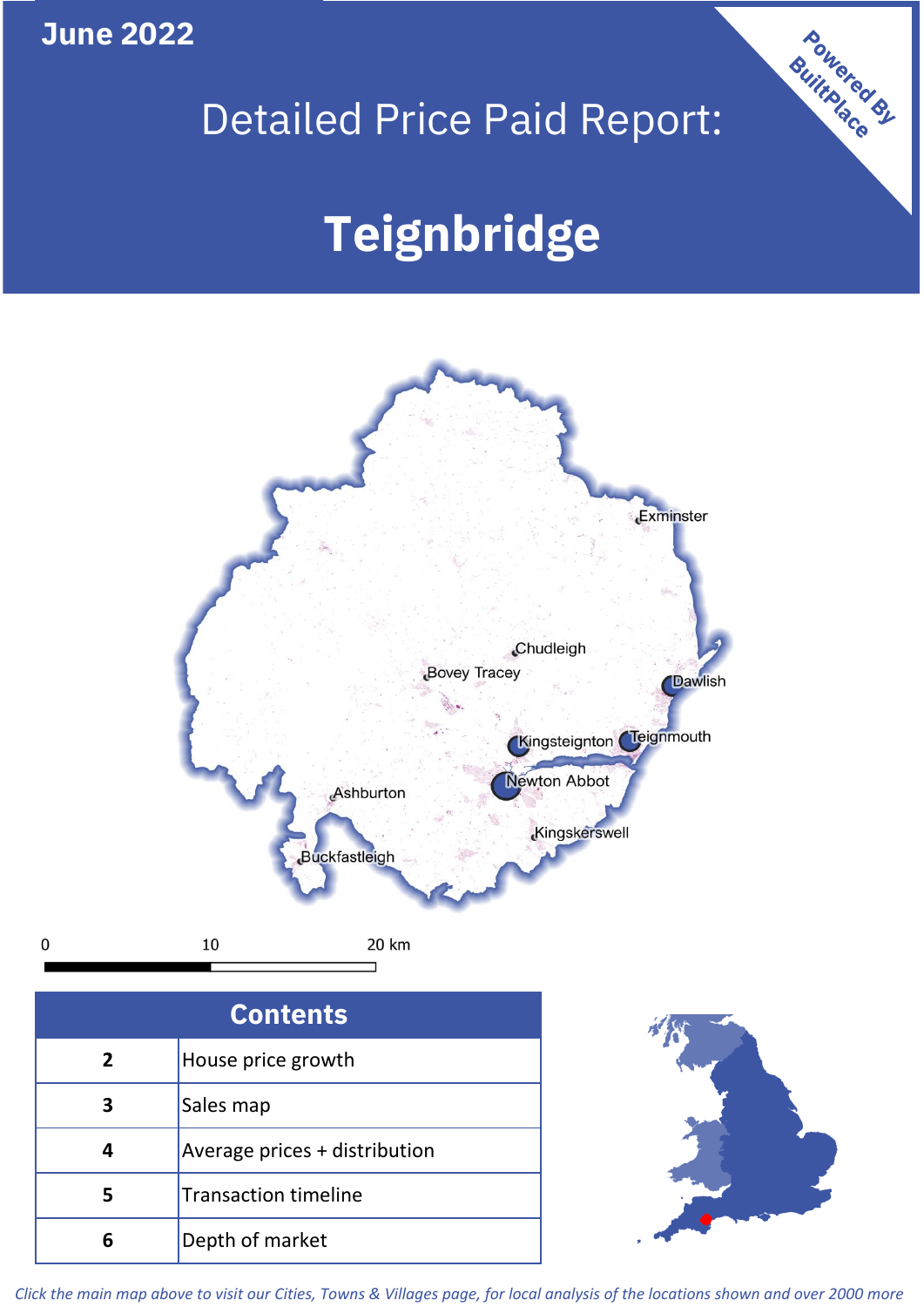June 2022

# Detailed Price Paid Report:

# Teignbridge

Powered By BuiltPlace

Exminster

Chudleigh

Bovey Tracey

Dawlish

Kingsteignton

Teignmouth

Newton Abbot

Ashburton

Kingskerswell

Buckfastleigh

0 10 20 km

| Contents | |
|---|---|
| 2 | House price growth |
| 3 | Sales map |
| 4 | Average prices + distribution |
| 5 | Transaction timeline |
| 6 | Depth of market |

*Click the main map above to visit our Cities, Towns & Villages page, for local analysis of the locations shown and over 2000 more*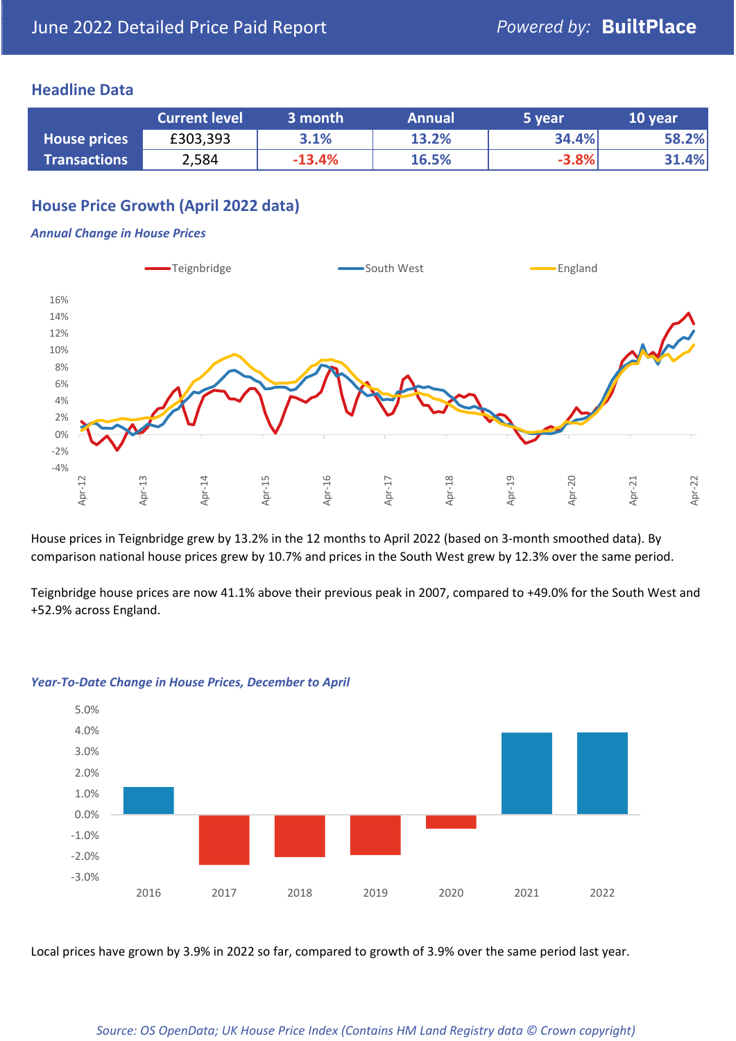# June 2022 Detailed Price Paid Report

Powered by: **BuiltPlace**

## Headline Data

| | Current level | 3 month | Annual | 5 year | 10 year |
|---|---|---|---|---|---|
| **House prices** | £303,393 | 3.1% | 13.2% | 34.4% | 58.2% |
| **Transactions** | 2,584 | -13.4% | 16.5% | -3.8% | 31.4% |

## House Price Growth (April 2022 data)

*Annual Change in House Prices*

House prices in Teignbridge grew by 13.2% in the 12 months to April 2022 (based on 3-month smoothed data). By comparison national house prices grew by 10.7% and prices in the South West grew by 12.3% over the same period.

Teignbridge house prices are now 41.1% above their previous peak in 2007, compared to +49.0% for the South West and +52.9% across England.

*Year-To-Date Change in House Prices, December to April*

Local prices have grown by 3.9% in 2022 so far, compared to growth of 3.9% over the same period last year.

*Source: OS OpenData; UK House Price Index (Contains HM Land Registry data © Crown copyright)*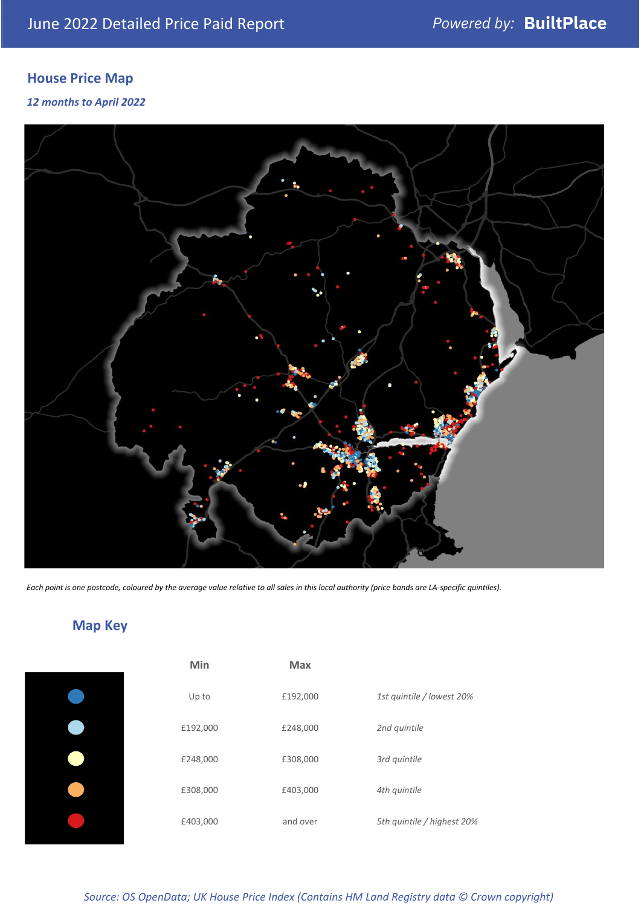June 2022 Detailed Price Paid Report

*Powered by:* **BuiltPlace**

## House Price Map

*12 months to April 2022*

*Each point is one postcode, coloured by the average value relative to all sales in this local authority (price bands are LA-specific quintiles).*

## Map Key

| Min | Max | |
|---|---|---|
| Up to | £192,000 | *1st quintile / lowest 20%* |
| £192,000 | £248,000 | *2nd quintile* |
| £248,000 | £308,000 | *3rd quintile* |
| £308,000 | £403,000 | *4th quintile* |
| £403,000 | and over | *5th quintile / highest 20%* |

*Source: OS OpenData; UK House Price Index (Contains HM Land Registry data © Crown copyright)*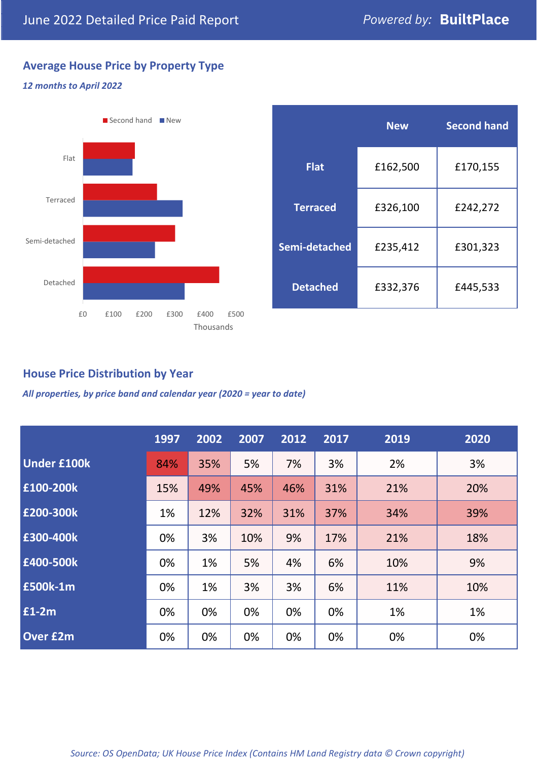June 2022 Detailed Price Paid Report

*Powered by:* **BuiltPlace**

## Average House Price by Property Type

*12 months to April 2022*

| | New | Second hand |
|---|---|---|
| **Flat** | £162,500 | £170,155 |
| **Terraced** | £326,100 | £242,272 |
| **Semi-detached** | £235,412 | £301,323 |
| **Detached** | £332,376 | £445,533 |

## House Price Distribution by Year

*All properties, by price band and calendar year (2020 = year to date)*

| | 1997 | 2002 | 2007 | 2012 | 2017 | 2019 | 2020 |
|---|---|---|---|---|---|---|---|
| **Under £100k** | 84% | 35% | 5% | 7% | 3% | 2% | 3% |
| **£100-200k** | 15% | 49% | 45% | 46% | 31% | 21% | 20% |
| **£200-300k** | 1% | 12% | 32% | 31% | 37% | 34% | 39% |
| **£300-400k** | 0% | 3% | 10% | 9% | 17% | 21% | 18% |
| **£400-500k** | 0% | 1% | 5% | 4% | 6% | 10% | 9% |
| **£500k-1m** | 0% | 1% | 3% | 3% | 6% | 11% | 10% |
| **£1-2m** | 0% | 0% | 0% | 0% | 0% | 1% | 1% |
| **Over £2m** | 0% | 0% | 0% | 0% | 0% | 0% | 0% |

*Source: OS OpenData; UK House Price Index (Contains HM Land Registry data © Crown copyright)*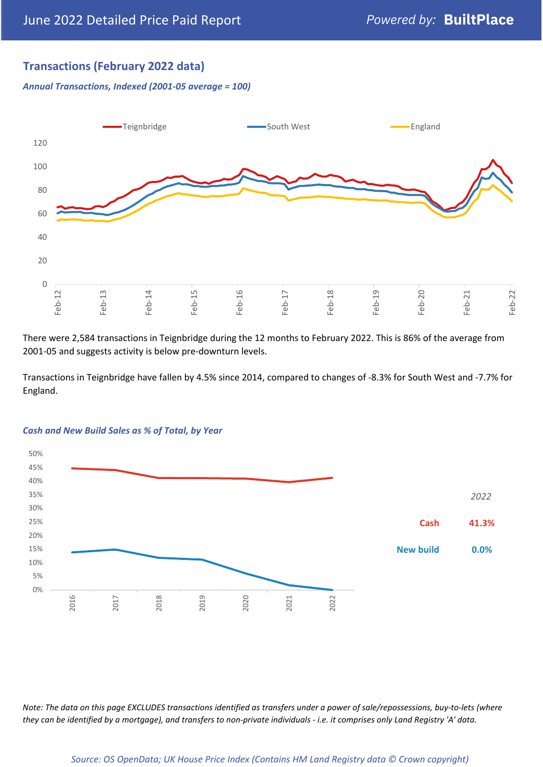## Transactions (February 2022 data)

*Annual Transactions, Indexed (2001-05 average = 100)*

There were 2,584 transactions in Teignbridge during the 12 months to February 2022. This is 86% of the average from 2001-05 and suggests activity is below pre-downturn levels.

Transactions in Teignbridge have fallen by 4.5% since 2014, compared to changes of -8.3% for South West and -7.7% for England.

*Cash and New Build Sales as % of Total, by Year*

| *2022* | |
|---|---|
| Cash | 41.3% |
| New build | 0.0% |

*Note: The data on this page EXCLUDES transactions identified as transfers under a power of sale/repossessions, buy-to-lets (where they can be identified by a mortgage), and transfers to non-private individuals - i.e. it comprises only Land Registry 'A' data.*

*Source: OS OpenData; UK House Price Index (Contains HM Land Registry data © Crown copyright)*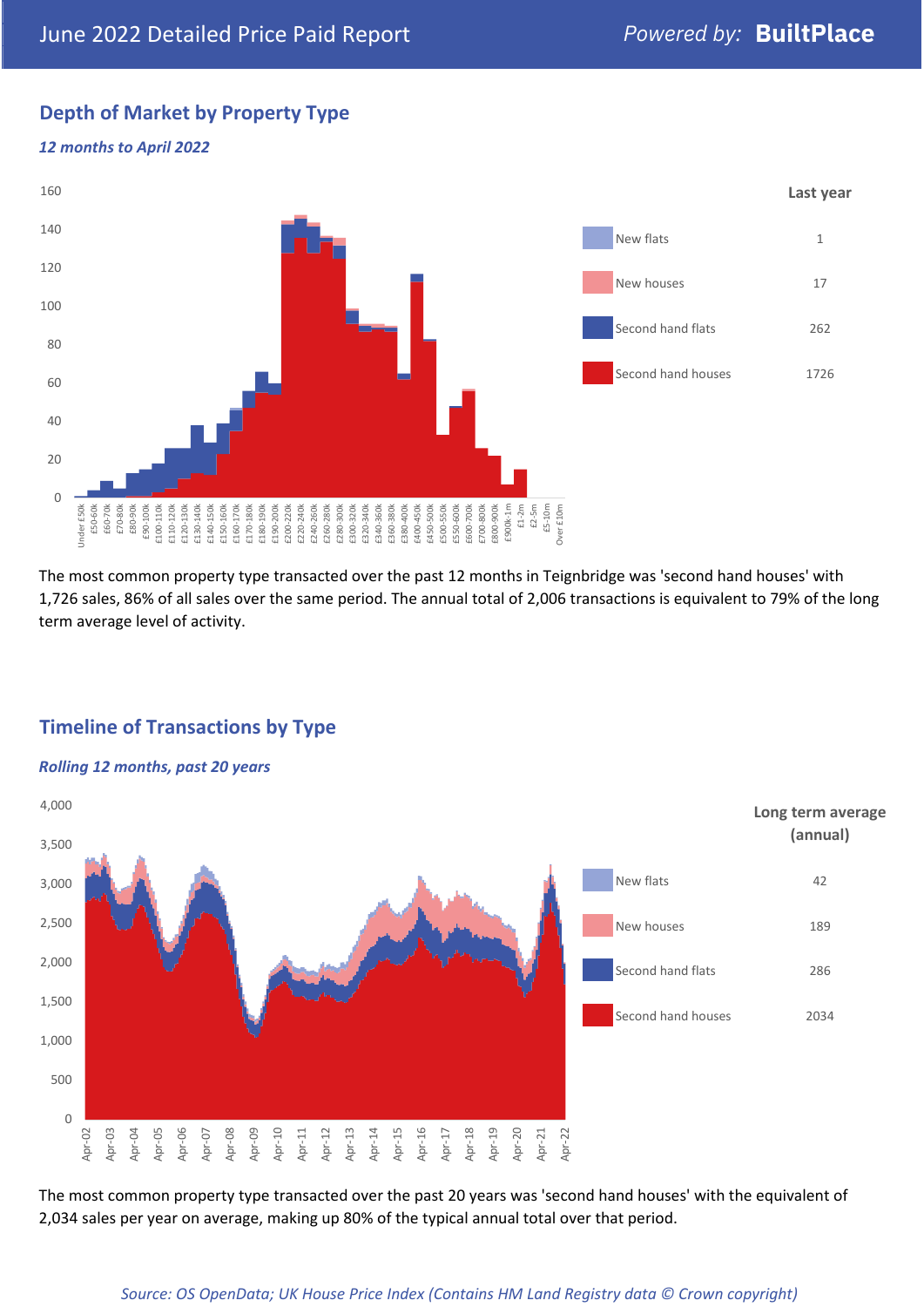June 2022 Detailed Price Paid Report

Powered by: **BuiltPlace**

## Depth of Market by Property Type

*12 months to April 2022*

160
140
120
100
80
60
40
20
0

Under £50k, £50-60k, £60-70k, £70-80k, £80-90k, £90-100k, £100-110k, £110-120k, £120-130k, £130-140k, £140-150k, £150-160k, £160-170k, £170-180k, £180-190k, £190-200k, £200-220k, £220-240k, £240-260k, £260-280k, £280-300k, £300-320k, £320-340k, £340-360k, £360-380k, £380-400k, £400-450k, £450-500k, £500-550k, £550-600k, £600-700k, £700-800k, £800-900k, £900k-1m, £1-2m, £2-5m, £5-10m, Over £10m

Last year

New flats 1
New houses 17
Second hand flats 262
Second hand houses 1726

The most common property type transacted over the past 12 months in Teignbridge was 'second hand houses' with 1,726 sales, 86% of all sales over the same period. The annual total of 2,006 transactions is equivalent to 79% of the long term average level of activity.

## Timeline of Transactions by Type

*Rolling 12 months, past 20 years*

4,000
3,500
3,000
2,500
2,000
1,500
1,000
500
0

Apr-02, Apr-03, Apr-04, Apr-05, Apr-06, Apr-07, Apr-08, Apr-09, Apr-10, Apr-11, Apr-12, Apr-13, Apr-14, Apr-15, Apr-16, Apr-17, Apr-18, Apr-19, Apr-20, Apr-21, Apr-22

Long term average (annual)

New flats 42
New houses 189
Second hand flats 286
Second hand houses 2034

The most common property type transacted over the past 20 years was 'second hand houses' with the equivalent of 2,034 sales per year on average, making up 80% of the typical annual total over that period.

*Source: OS OpenData; UK House Price Index (Contains HM Land Registry data © Crown copyright)*